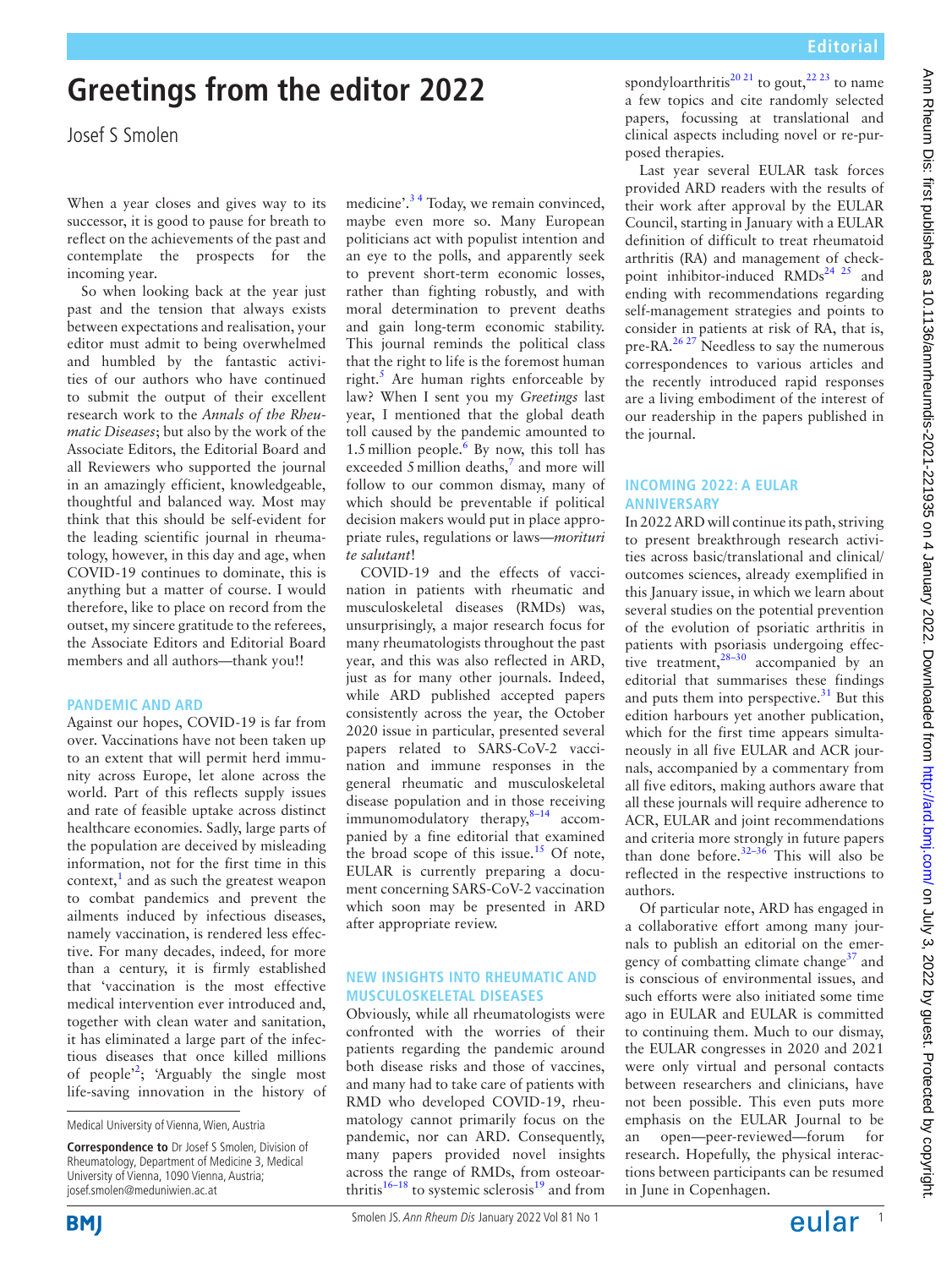# Greetings from the editor 2022

Josef S Smolen

When a year closes and gives way to its successor, it is good to pause for breath to reflect on the achievements of the past and contemplate the prospects for the incoming year.

So when looking back at the year just past and the tension that always exists between expectations and realisation, your editor must admit to being overwhelmed and humbled by the fantastic activities of our authors who have continued to submit the output of their excellent research work to the *Annals of the Rheumatic Diseases*; but also by the work of the Associate Editors, the Editorial Board and all Reviewers who supported the journal in an amazingly efficient, knowledgeable, thoughtful and balanced way. Most may think that this should be self-evident for the leading scientific journal in rheumatology, however, in this day and age, when COVID-19 continues to dominate, this is anything but a matter of course. I would therefore, like to place on record from the outset, my sincere gratitude to the referees, the Associate Editors and Editorial Board members and all authors—thank you!!

## PANDEMIC AND ARD

Against our hopes, COVID-19 is far from over. Vaccinations have not been taken up to an extent that will permit herd immunity across Europe, let alone across the world. Part of this reflects supply issues and rate of feasible uptake across distinct healthcare economies. Sadly, large parts of the population are deceived by misleading information, not for the first time in this context,[1] and as such the greatest weapon to combat pandemics and prevent the ailments induced by infectious diseases, namely vaccination, is rendered less effective. For many decades, indeed, for more than a century, it is firmly established that 'vaccination is the most effective medical intervention ever introduced and, together with clean water and sanitation, it has eliminated a large part of the infectious diseases that once killed millions of people'[2]; 'Arguably the single most life-saving innovation in the history of medicine'.[3,4] Today, we remain convinced, maybe even more so. Many European politicians act with populist intention and an eye to the polls, and apparently seek to prevent short-term economic losses, rather than fighting robustly, and with moral determination to prevent deaths and gain long-term economic stability. This journal reminds the political class that the right to life is the foremost human right.[5] Are human rights enforceable by law? When I sent you my *Greetings* last year, I mentioned that the global death toll caused by the pandemic amounted to 1.5 million people.[6] By now, this toll has exceeded 5 million deaths,[7] and more will follow to our common dismay, many of which should be preventable if political decision makers would put in place appropriate rules, regulations or laws—*morituri te salutant*!

COVID-19 and the effects of vaccination in patients with rheumatic and musculoskeletal diseases (RMDs) was, unsurprisingly, a major research focus for many rheumatologists throughout the past year, and this was also reflected in ARD, just as for many other journals. Indeed, while ARD published accepted papers consistently across the year, the October 2020 issue in particular, presented several papers related to SARS-CoV-2 vaccination and immune responses in the general rheumatic and musculoskeletal disease population and in those receiving immunomodulatory therapy,[8–14] accompanied by a fine editorial that examined the broad scope of this issue.[15] Of note, EULAR is currently preparing a document concerning SARS-CoV-2 vaccination which soon may be presented in ARD after appropriate review.

## NEW INSIGHTS INTO RHEUMATIC AND MUSCULOSKELETAL DISEASES

Obviously, while all rheumatologists were confronted with the worries of their patients regarding the pandemic around both disease risks and those of vaccines, and many had to take care of patients with RMD who developed COVID-19, rheumatology cannot primarily focus on the pandemic, nor can ARD. Consequently, many papers provided novel insights across the range of RMDs, from osteoarthritis[16–18] to systemic sclerosis[19] and from spondyloarthritis[20,21] to gout,[22,23] to name a few topics and cite randomly selected papers, focussing at translational and clinical aspects including novel or re-purposed therapies.

Last year several EULAR task forces provided ARD readers with the results of their work after approval by the EULAR Council, starting in January with a EULAR definition of difficult to treat rheumatoid arthritis (RA) and management of checkpoint inhibitor-induced RMDs[24,25] and ending with recommendations regarding self-management strategies and points to consider in patients at risk of RA, that is, pre-RA.[26,27] Needless to say the numerous correspondences to various articles and the recently introduced rapid responses are a living embodiment of the interest of our readership in the papers published in the journal.

## INCOMING 2022: A EULAR ANNIVERSARY

In 2022 ARD will continue its path, striving to present breakthrough research activities across basic/translational and clinical/outcomes sciences, already exemplified in this January issue, in which we learn about several studies on the potential prevention of the evolution of psoriatic arthritis in patients with psoriasis undergoing effective treatment,[28–30] accompanied by an editorial that summarises these findings and puts them into perspective.[31] But this edition harbours yet another publication, which for the first time appears simultaneously in all five EULAR and ACR journals, accompanied by a commentary from all five editors, making authors aware that all these journals will require adherence to ACR, EULAR and joint recommendations and criteria more strongly in future papers than done before.[32–36] This will also be reflected in the respective instructions to authors.

Of particular note, ARD has engaged in a collaborative effort among many journals to publish an editorial on the emergency of combatting climate change[37] and is conscious of environmental issues, and such efforts were also initiated some time ago in EULAR and EULAR is committed to continuing them. Much to our dismay, the EULAR congresses in 2020 and 2021 were only virtual and personal contacts between researchers and clinicians, have not been possible. This even puts more emphasis on the EULAR Journal to be an open—peer-reviewed—forum for research. Hopefully, the physical interactions between participants can be resumed in June in Copenhagen.

---

Medical University of Vienna, Wien, Austria

**Correspondence to** Dr Josef S Smolen, Division of Rheumatology, Department of Medicine 3, Medical University of Vienna, 1090 Vienna, Austria; josef.smolen@meduniwien.ac.at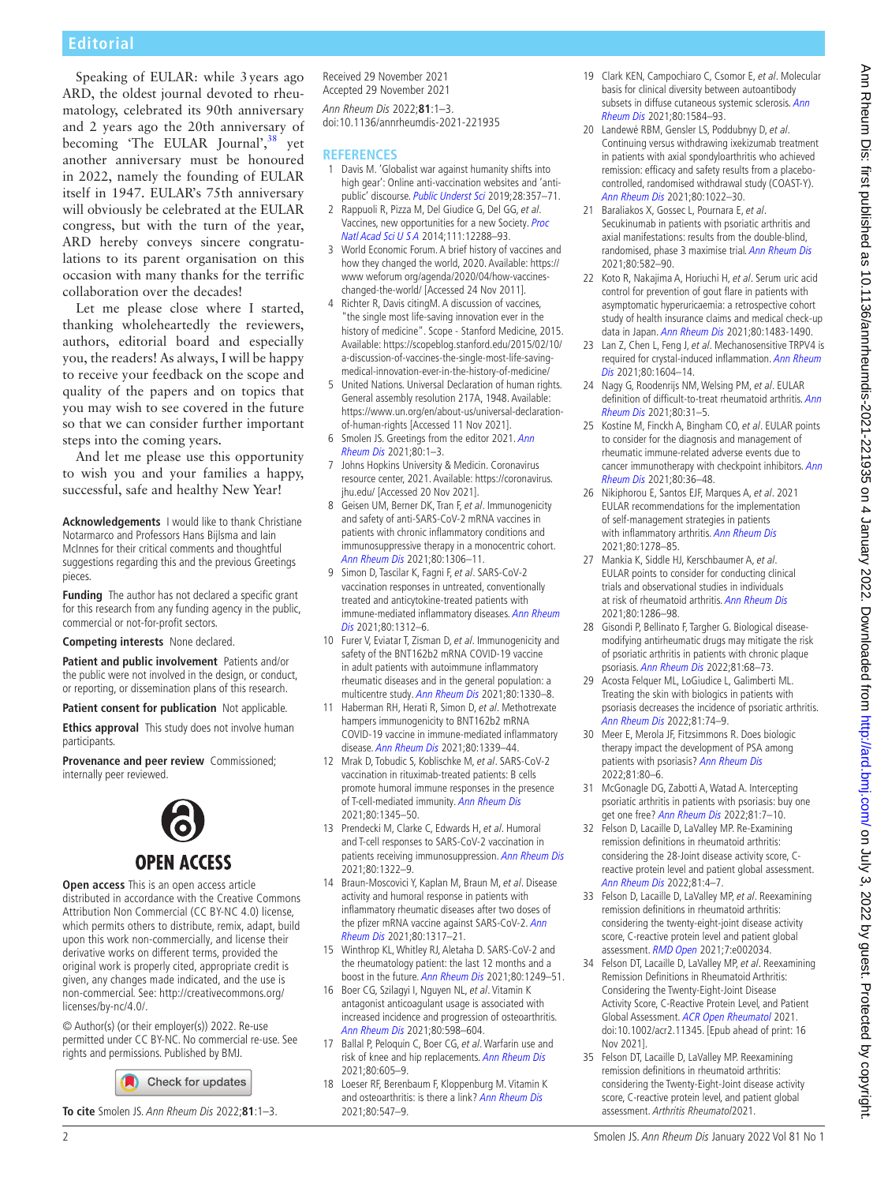Speaking of EULAR: while 3 years ago ARD, the oldest journal devoted to rheumatology, celebrated its 90th anniversary and 2 years ago the 20th anniversary of becoming 'The EULAR Journal',[38] yet another anniversary must be honoured in 2022, namely the founding of EULAR itself in 1947. EULAR's 75th anniversary will obviously be celebrated at the EULAR congress, but with the turn of the year, ARD hereby conveys sincere congratulations to its parent organisation on this occasion with many thanks for the terrific collaboration over the decades!

Let me please close where I started, thanking wholeheartedly the reviewers, authors, editorial board and especially you, the readers! As always, I will be happy to receive your feedback on the scope and quality of the papers and on topics that you may wish to see covered in the future so that we can consider further important steps into the coming years.

And let me please use this opportunity to wish you and your families a happy, successful, safe and healthy New Year!

**Acknowledgements** I would like to thank Christiane Notarmarco and Professors Hans Bijlsma and Iain McInnes for their critical comments and thoughtful suggestions regarding this and the previous Greetings pieces.

**Funding** The author has not declared a specific grant for this research from any funding agency in the public, commercial or not-for-profit sectors.

**Competing interests** None declared.

**Patient and public involvement** Patients and/or the public were not involved in the design, or conduct, or reporting, or dissemination plans of this research.

**Patient consent for publication** Not applicable.

**Ethics approval** This study does not involve human participants.

**Provenance and peer review** Commissioned; internally peer reviewed.

OPEN ACCESS

**Open access** This is an open access article distributed in accordance with the Creative Commons Attribution Non Commercial (CC BY-NC 4.0) license, which permits others to distribute, remix, adapt, build upon this work non-commercially, and license their derivative works on different terms, provided the original work is properly cited, appropriate credit is given, any changes made indicated, and the use is non-commercial. See: http://creativecommons.org/licenses/by-nc/4.0/.

© Author(s) (or their employer(s)) 2022. Re-use permitted under CC BY-NC. No commercial re-use. See rights and permissions. Published by BMJ.

**To cite** Smolen JS. *Ann Rheum Dis* 2022;**81**:1–3.

Received 29 November 2021
Accepted 29 November 2021

*Ann Rheum Dis* 2022;**81**:1–3.
doi:10.1136/annrheumdis-2021-221935

## REFERENCES

1. Davis M. 'Globalist war against humanity shifts into high gear': Online anti-vaccination websites and 'anti-public' discourse. *Public Underst Sci* 2019;28:357–71.
2. Rappuoli R, Pizza M, Del Giudice G, Del GG, *et al*. Vaccines, new opportunities for a new Society. *Proc Natl Acad Sci U S A* 2014;111:12288–93.
3. World Economic Forum. A brief history of vaccines and how they changed the world, 2020. Available: https://www.weforum.org/agenda/2020/04/how-vaccines-changed-the-world/ [Accessed 24 Nov 2011].
4. Richter R, Davis citingM. A discussion of vaccines, "the single most life-saving innovation ever in the history of medicine". Scope - Stanford Medicine, 2015. Available: https://scopeblog.stanford.edu/2015/02/10/a-discussion-of-vaccines-the-single-most-life-saving-medical-innovation-ever-in-the-history-of-medicine/
5. United Nations. Universal Declaration of human rights. General assembly resolution 217A, 1948. Available: https://www.un.org/en/about-us/universal-declaration-of-human-rights [Accessed 11 Nov 2021].
6. Smolen JS. Greetings from the editor 2021. *Ann Rheum Dis* 2021;80:1–3.
7. Johns Hopkins University & Medicin. Coronavirus resource center, 2021. Available: https://coronavirus.jhu.edu/ [Accessed 20 Nov 2021].
8. Geisen UM, Berner DK, Tran F, *et al*. Immunogenicity and safety of anti-SARS-CoV-2 mRNA vaccines in patients with chronic inflammatory conditions and immunosuppressive therapy in a monocentric cohort. *Ann Rheum Dis* 2021;80:1306–11.
9. Simon D, Tascilar K, Fagni F, *et al*. SARS-CoV-2 vaccination responses in untreated, conventionally treated and anticytokine-treated patients with immune-mediated inflammatory diseases. *Ann Rheum Dis* 2021;80:1312–6.
10. Furer V, Eviatar T, Zisman D, *et al*. Immunogenicity and safety of the BNT162b2 mRNA COVID-19 vaccine in adult patients with autoimmune inflammatory rheumatic diseases and in the general population: a multicentre study. *Ann Rheum Dis* 2021;80:1330–8.
11. Haberman RH, Herati R, Simon D, *et al*. Methotrexate hampers immunogenicity to BNT162b2 mRNA COVID-19 vaccine in immune-mediated inflammatory disease. *Ann Rheum Dis* 2021;80:1339–44.
12. Mrak D, Tobudic S, Koblischke M, *et al*. SARS-CoV-2 vaccination in rituximab-treated patients: B cells promote humoral immune responses in the presence of T-cell-mediated immunity. *Ann Rheum Dis* 2021;80:1345–50.
13. Prendecki M, Clarke C, Edwards H, *et al*. Humoral and T-cell responses to SARS-CoV-2 vaccination in patients receiving immunosuppression. *Ann Rheum Dis* 2021;80:1322–9.
14. Braun-Moscovici Y, Kaplan M, Braun M, *et al*. Disease activity and humoral response in patients with inflammatory rheumatic diseases after two doses of the pfizer mRNA vaccine against SARS-CoV-2. *Ann Rheum Dis* 2021;80:1317–21.
15. Winthrop KL, Whitley RJ, Aletaha D. SARS-CoV-2 and the rheumatology patient: the last 12 months and a boost in the future. *Ann Rheum Dis* 2021;80:1249–51.
16. Boer CG, Szilagyi I, Nguyen NL, *et al*. Vitamin K antagonist anticoagulant usage is associated with increased incidence and progression of osteoarthritis. *Ann Rheum Dis* 2021;80:598–604.
17. Ballal P, Peloquin C, Boer CG, *et al*. Warfarin use and risk of knee and hip replacements. *Ann Rheum Dis* 2021;80:605–9.
18. Loeser RF, Berenbaum F, Kloppenburg M. Vitamin K and osteoarthritis: is there a link? *Ann Rheum Dis* 2021;80:547–9.
19. Clark KEN, Campochiaro C, Csomor E, *et al*. Molecular basis for clinical diversity between autoantibody subsets in diffuse cutaneous systemic sclerosis. *Ann Rheum Dis* 2021;80:1584–93.
20. Landewé RBM, Gensler LS, Poddubnyy D, *et al*. Continuing versus withdrawing ixekizumab treatment in patients with axial spondyloarthritis who achieved remission: efficacy and safety results from a placebo-controlled, randomised withdrawal study (COAST-Y). *Ann Rheum Dis* 2021;80:1022–30.
21. Baraliakos X, Gossec L, Pournara E, *et al*. Secukinumab in patients with psoriatic arthritis and axial manifestations: results from the double-blind, randomised, phase 3 maximise trial. *Ann Rheum Dis* 2021;80:582–90.
22. Koto R, Nakajima A, Horiuchi H, *et al*. Serum uric acid control for prevention of gout flare in patients with asymptomatic hyperuricaemia: a retrospective cohort study of health insurance claims and medical check-up data in Japan. *Ann Rheum Dis* 2021;80:1483-1490.
23. Lan Z, Chen L, Feng J, *et al*. Mechanosensitive TRPV4 is required for crystal-induced inflammation. *Ann Rheum Dis* 2021;80:1604–14.
24. Nagy G, Roodenrijs NM, Welsing PM, *et al*. EULAR definition of difficult-to-treat rheumatoid arthritis. *Ann Rheum Dis* 2021;80:31–5.
25. Kostine M, Finckh A, Bingham CO, *et al*. EULAR points to consider for the diagnosis and management of rheumatic immune-related adverse events due to cancer immunotherapy with checkpoint inhibitors. *Ann Rheum Dis* 2021;80:36–48.
26. Nikiphorou E, Santos EJF, Marques A, *et al*. 2021 EULAR recommendations for the implementation of self-management strategies in patients with inflammatory arthritis. *Ann Rheum Dis* 2021;80:1278–85.
27. Mankia K, Siddle HJ, Kerschbaumer A, *et al*. EULAR points to consider for conducting clinical trials and observational studies in individuals at risk of rheumatoid arthritis. *Ann Rheum Dis* 2021;80:1286–98.
28. Gisondi P, Bellinato F, Targher G. Biological disease-modifying antirheumatic drugs may mitigate the risk of psoriatic arthritis in patients with chronic plaque psoriasis. *Ann Rheum Dis* 2022;81:68–73.
29. Acosta Felquer ML, LoGiudice L, Galimberti ML. Treating the skin with biologics in patients with psoriasis decreases the incidence of psoriatic arthritis. *Ann Rheum Dis* 2022;81:74–9.
30. Meer E, Merola JF, Fitzsimmons R. Does biologic therapy impact the development of PSA among patients with psoriasis? *Ann Rheum Dis* 2022;81:80–6.
31. McGonagle DG, Zabotti A, Watad A. Intercepting psoriatic arthritis in patients with psoriasis: buy one get one free? *Ann Rheum Dis* 2022;81:7–10.
32. Felson D, Lacaille D, LaValley MP. Re-Examining remission definitions in rheumatoid arthritis: considering the 28-Joint disease activity score, C-reactive protein level and patient global assessment. *Ann Rheum Dis* 2022;81:4–7.
33. Felson D, Lacaille D, LaValley MP, *et al*. Reexamining remission definitions in rheumatoid arthritis: considering the twenty-eight-joint disease activity score, C-reactive protein level and patient global assessment. *RMD Open* 2021;7:e002034.
34. Felson DT, Lacaille D, LaValley MP, *et al*. Reexamining Remission Definitions in Rheumatoid Arthritis: Considering the Twenty-Eight-Joint Disease Activity Score, C-Reactive Protein Level, and Patient Global Assessment. *ACR Open Rheumatol* 2021. doi:10.1002/acr2.11345. [Epub ahead of print: 16 Nov 2021].
35. Felson DT, Lacaille D, LaValley MP. Reexamining remission definitions in rheumatoid arthritis: considering the Twenty-Eight-Joint disease activity score, C-reactive protein level, and patient global assessment. *Arthritis Rheumatol*2021.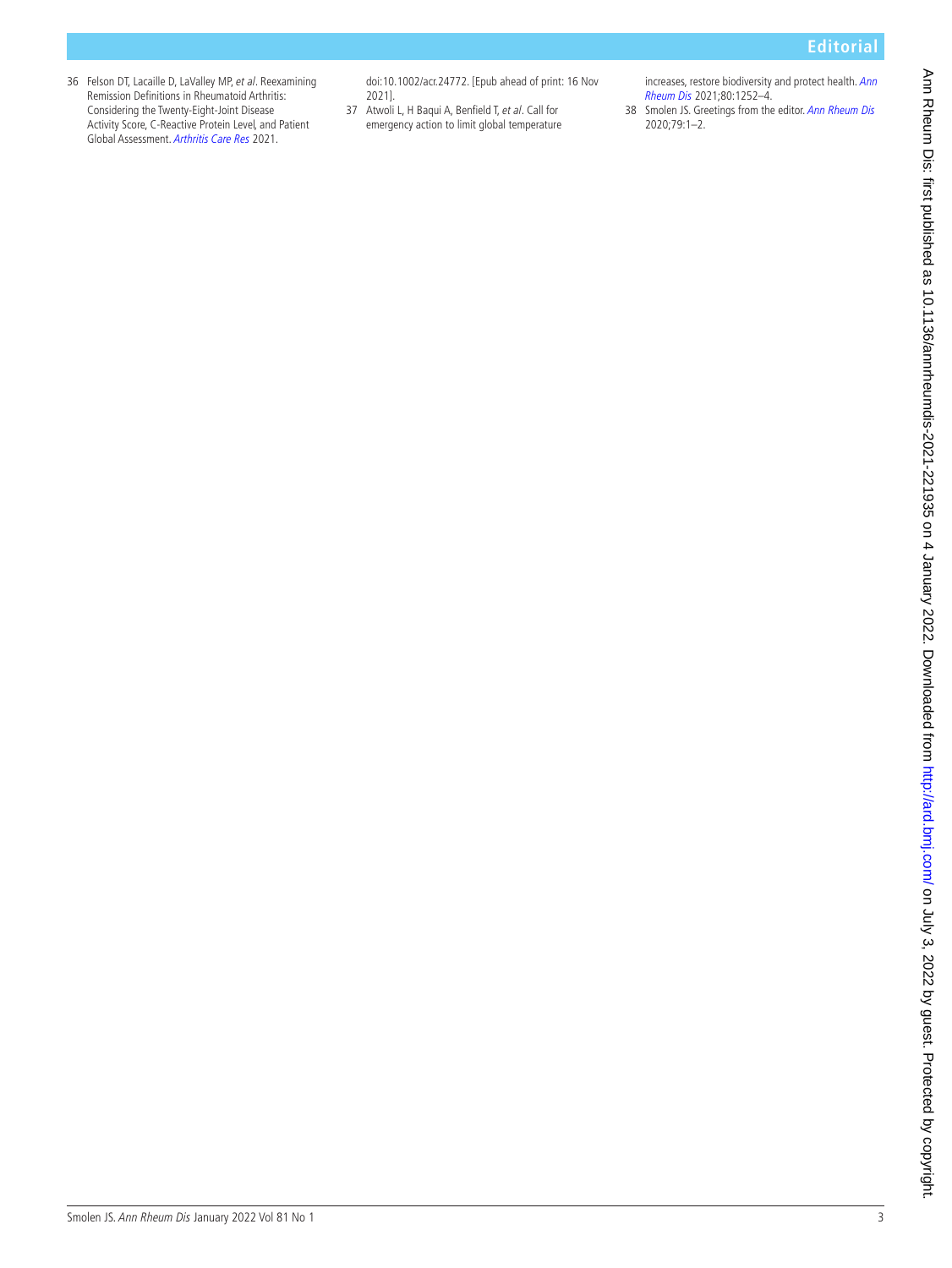36 Felson DT, Lacaille D, LaValley MP, *et al*. Reexamining Remission Definitions in Rheumatoid Arthritis: Considering the Twenty-Eight-Joint Disease Activity Score, C-Reactive Protein Level, and Patient Global Assessment. *Arthritis Care Res* 2021. doi:10.1002/acr.24772. [Epub ahead of print: 16 Nov 2021].

37 Atwoli L, H Baqui A, Benfield T, *et al*. Call for emergency action to limit global temperature increases, restore biodiversity and protect health. *Ann Rheum Dis* 2021;80:1252–4.

38 Smolen JS. Greetings from the editor. *Ann Rheum Dis* 2020;79:1–2.